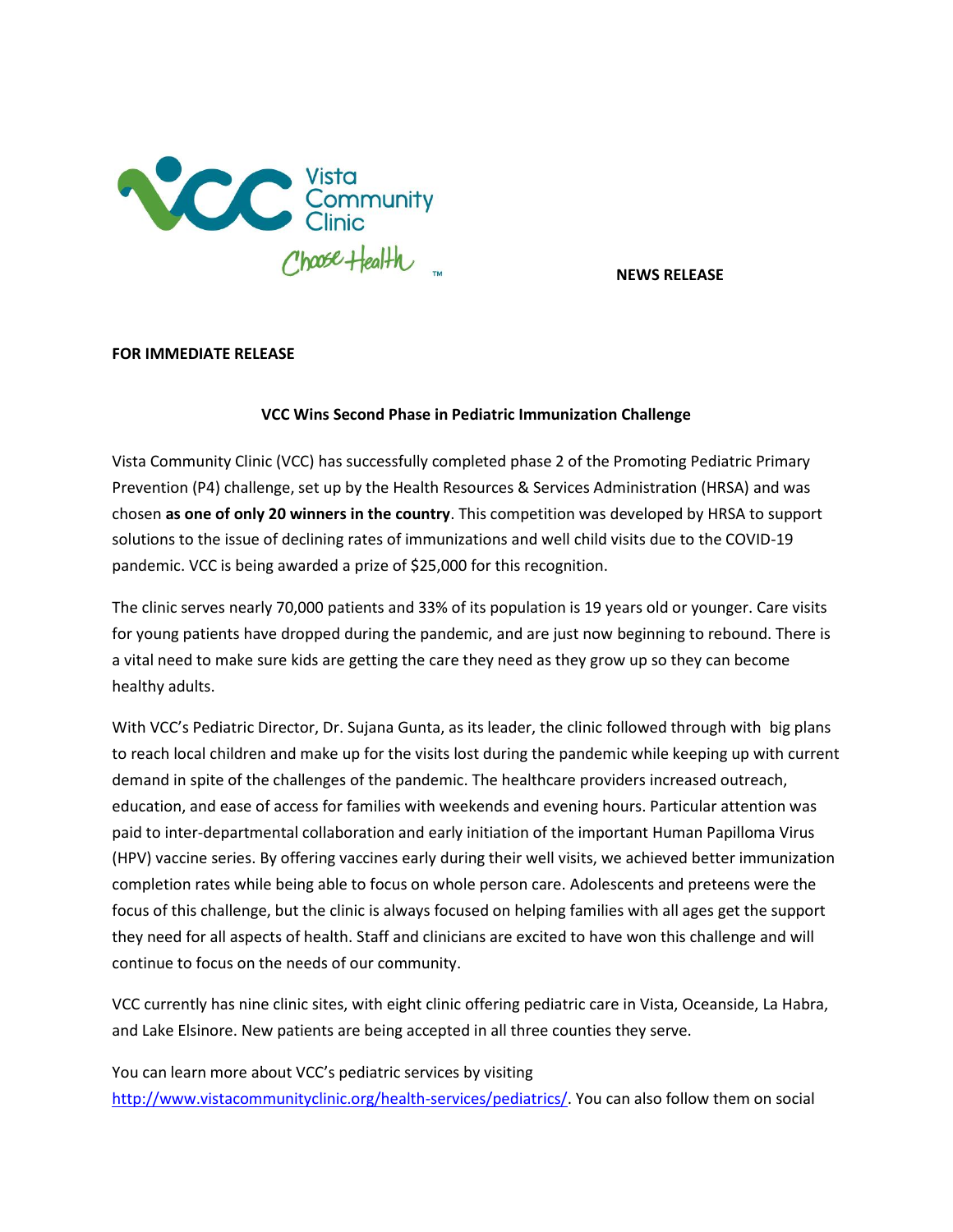Vista Community Clinic

Choose Health™

**NEWS RELEASE**

**FOR IMMEDIATE RELEASE**

**VCC Wins Second Phase in Pediatric Immunization Challenge**

Vista Community Clinic (VCC) has successfully completed phase 2 of the Promoting Pediatric Primary Prevention (P4) challenge, set up by the Health Resources & Services Administration (HRSA) and was chosen **as one of only 20 winners in the country**. This competition was developed by HRSA to support solutions to the issue of declining rates of immunizations and well child visits due to the COVID-19 pandemic. VCC is being awarded a prize of $25,000 for this recognition.

The clinic serves nearly 70,000 patients and 33% of its population is 19 years old or younger. Care visits for young patients have dropped during the pandemic, and are just now beginning to rebound. There is a vital need to make sure kids are getting the care they need as they grow up so they can become healthy adults.

With VCC's Pediatric Director, Dr. Sujana Gunta, as its leader, the clinic followed through with big plans to reach local children and make up for the visits lost during the pandemic while keeping up with current demand in spite of the challenges of the pandemic. The healthcare providers increased outreach, education, and ease of access for families with weekends and evening hours. Particular attention was paid to inter-departmental collaboration and early initiation of the important Human Papilloma Virus (HPV) vaccine series. By offering vaccines early during their well visits, we achieved better immunization completion rates while being able to focus on whole person care. Adolescents and preteens were the focus of this challenge, but the clinic is always focused on helping families with all ages get the support they need for all aspects of health. Staff and clinicians are excited to have won this challenge and will continue to focus on the needs of our community.

VCC currently has nine clinic sites, with eight clinic offering pediatric care in Vista, Oceanside, La Habra, and Lake Elsinore. New patients are being accepted in all three counties they serve.

You can learn more about VCC's pediatric services by visiting http://www.vistacommunityclinic.org/health-services/pediatrics/. You can also follow them on social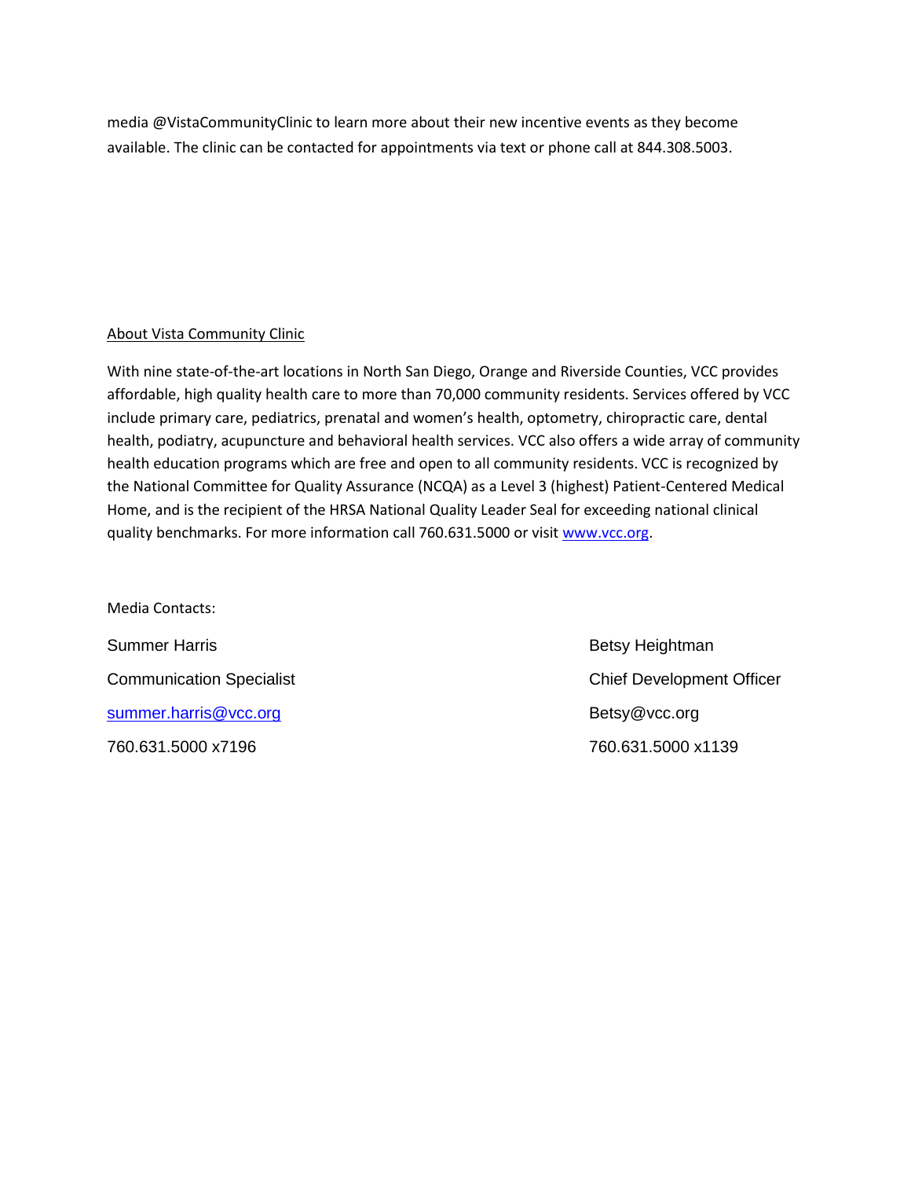media @VistaCommunityClinic to learn more about their new incentive events as they become available. The clinic can be contacted for appointments via text or phone call at 844.308.5003.

About Vista Community Clinic

With nine state-of-the-art locations in North San Diego, Orange and Riverside Counties, VCC provides affordable, high quality health care to more than 70,000 community residents. Services offered by VCC include primary care, pediatrics, prenatal and women's health, optometry, chiropractic care, dental health, podiatry, acupuncture and behavioral health services. VCC also offers a wide array of community health education programs which are free and open to all community residents. VCC is recognized by the National Committee for Quality Assurance (NCQA) as a Level 3 (highest) Patient-Centered Medical Home, and is the recipient of the HRSA National Quality Leader Seal for exceeding national clinical quality benchmarks. For more information call 760.631.5000 or visit www.vcc.org.

Media Contacts:

Summer Harris
Communication Specialist
summer.harris@vcc.org
760.631.5000 x7196

Betsy Heightman
Chief Development Officer
Betsy@vcc.org
760.631.5000 x1139